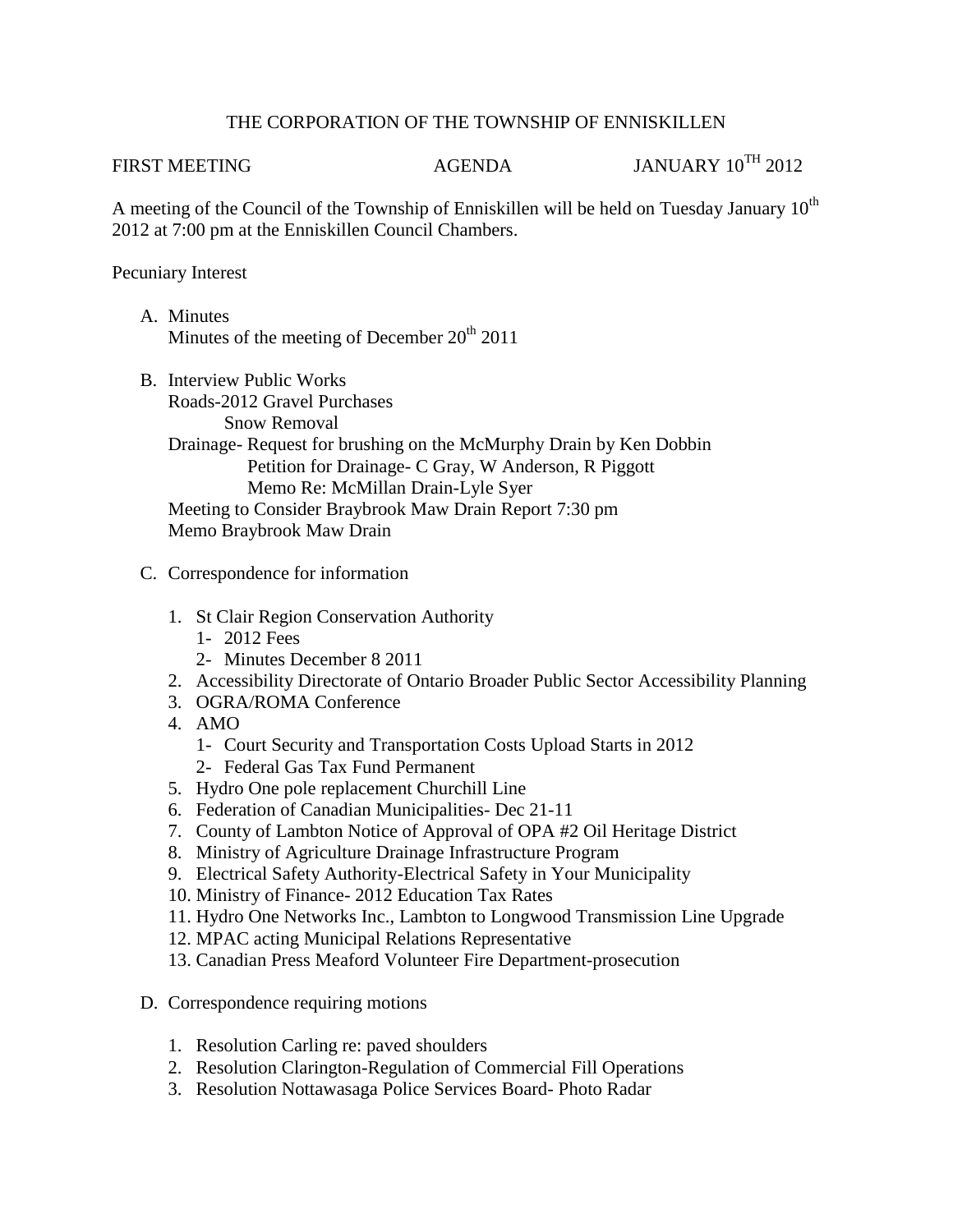THE CORPORATION OF THE TOWNSHIP OF ENNISKILLEN

FIRST MEETING AGENDA JANUARY 10$^{TH}$ 2012

A meeting of the Council of the Township of Enniskillen will be held on Tuesday January 10$^{th}$ 2012 at 7:00 pm at the Enniskillen Council Chambers.

Pecuniary Interest

A. Minutes
   Minutes of the meeting of December 20$^{th}$ 2011

B. Interview Public Works
   Roads-2012 Gravel Purchases
   Snow Removal
   Drainage- Request for brushing on the McMurphy Drain by Ken Dobbin
   Petition for Drainage- C Gray, W Anderson, R Piggott
   Memo Re: McMillan Drain-Lyle Syer
   Meeting to Consider Braybrook Maw Drain Report 7:30 pm
   Memo Braybrook Maw Drain

C. Correspondence for information

   1. St Clair Region Conservation Authority
      1- 2012 Fees
      2- Minutes December 8 2011
   2. Accessibility Directorate of Ontario Broader Public Sector Accessibility Planning
   3. OGRA/ROMA Conference
   4. AMO
      1- Court Security and Transportation Costs Upload Starts in 2012
      2- Federal Gas Tax Fund Permanent
   5. Hydro One pole replacement Churchill Line
   6. Federation of Canadian Municipalities- Dec 21-11
   7. County of Lambton Notice of Approval of OPA #2 Oil Heritage District
   8. Ministry of Agriculture Drainage Infrastructure Program
   9. Electrical Safety Authority-Electrical Safety in Your Municipality
   10. Ministry of Finance- 2012 Education Tax Rates
   11. Hydro One Networks Inc., Lambton to Longwood Transmission Line Upgrade
   12. MPAC acting Municipal Relations Representative
   13. Canadian Press Meaford Volunteer Fire Department-prosecution

D. Correspondence requiring motions

   1. Resolution Carling re: paved shoulders
   2. Resolution Clarington-Regulation of Commercial Fill Operations
   3. Resolution Nottawasaga Police Services Board- Photo Radar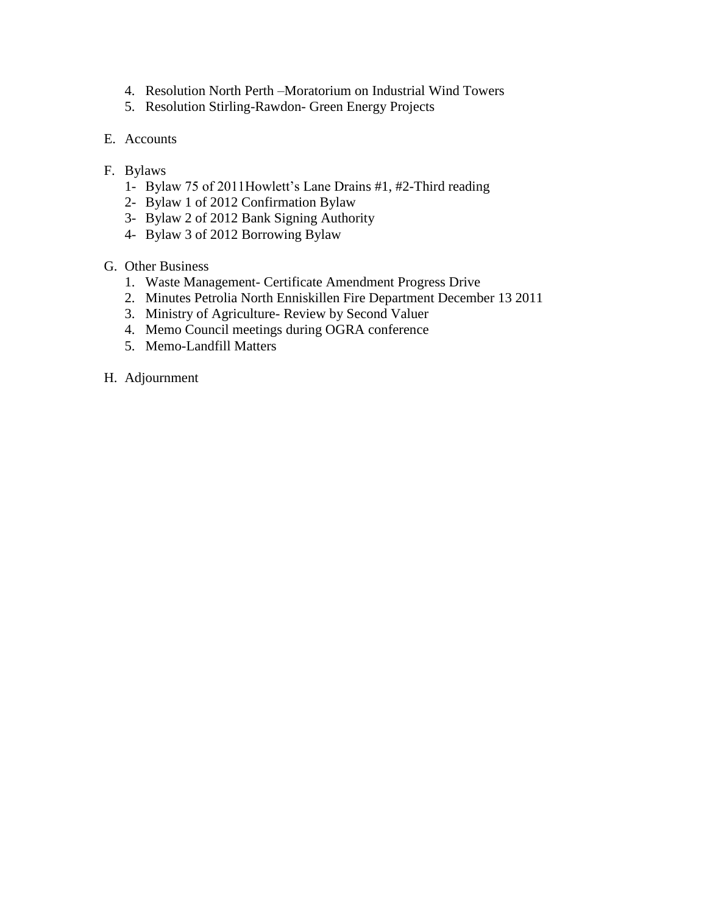4. Resolution North Perth –Moratorium on Industrial Wind Towers
5. Resolution Stirling-Rawdon- Green Energy Projects

E. Accounts

F. Bylaws
   1- Bylaw 75 of 2011Howlett's Lane Drains #1, #2-Third reading
   2- Bylaw 1 of 2012 Confirmation Bylaw
   3- Bylaw 2 of 2012 Bank Signing Authority
   4- Bylaw 3 of 2012 Borrowing Bylaw

G. Other Business
   1. Waste Management- Certificate Amendment Progress Drive
   2. Minutes Petrolia North Enniskillen Fire Department December 13 2011
   3. Ministry of Agriculture- Review by Second Valuer
   4. Memo Council meetings during OGRA conference
   5. Memo-Landfill Matters

H. Adjournment